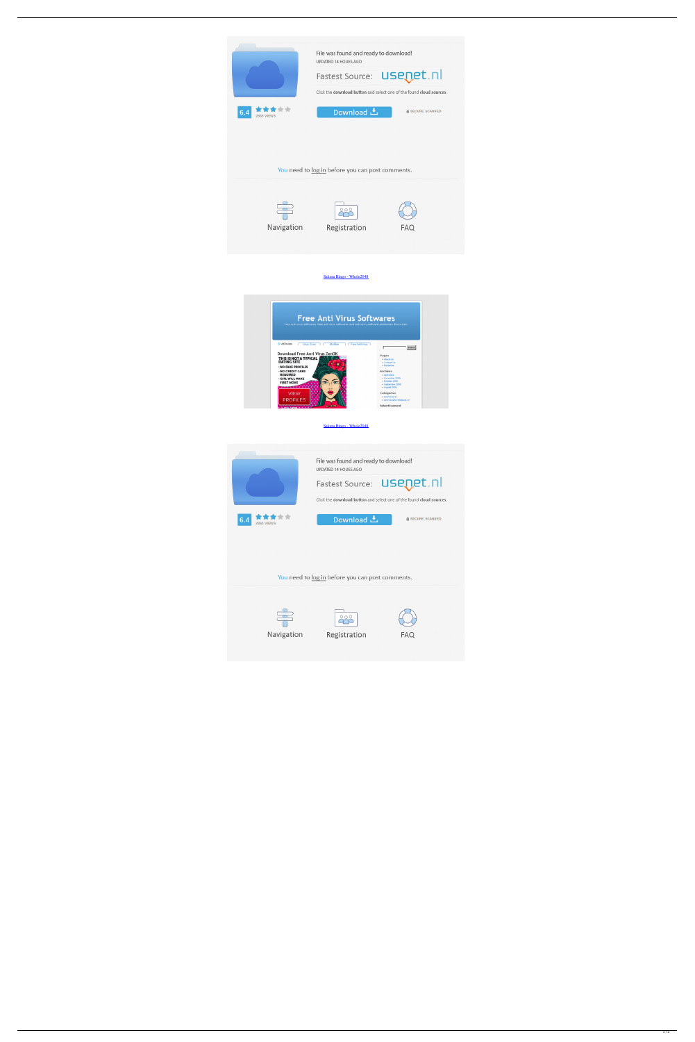File was found and ready to download!

UPDATED 14 HOURS AGO

Fastest Source: usenet.nl

Click the download button and select one of the found cloud sources.

6.4

2968 VIEWS

Download

SECURE SCANNED

You need to log in before you can post comments.

Navigation

Registration

FAQ

Sakura Ringo - Whole2048

Free Anti Virus Softwares

Download Free Anti Virus ZenOK

THIS IS NOT A TYPICAL DATING SITE

- NO FAKE PROFILES
- NO CREDIT CARD REQUIRED
- GIRL WILL MAKE FIRST MOVE

VIEW PROFILES

Sakura Ringo - Whole2048

File was found and ready to download!

UPDATED 14 HOURS AGO

Fastest Source: usenet.nl

Click the download button and select one of the found cloud sources.

6.4

2968 VIEWS

Download

SECURE SCANNED

You need to log in before you can post comments.

Navigation

Registration

FAQ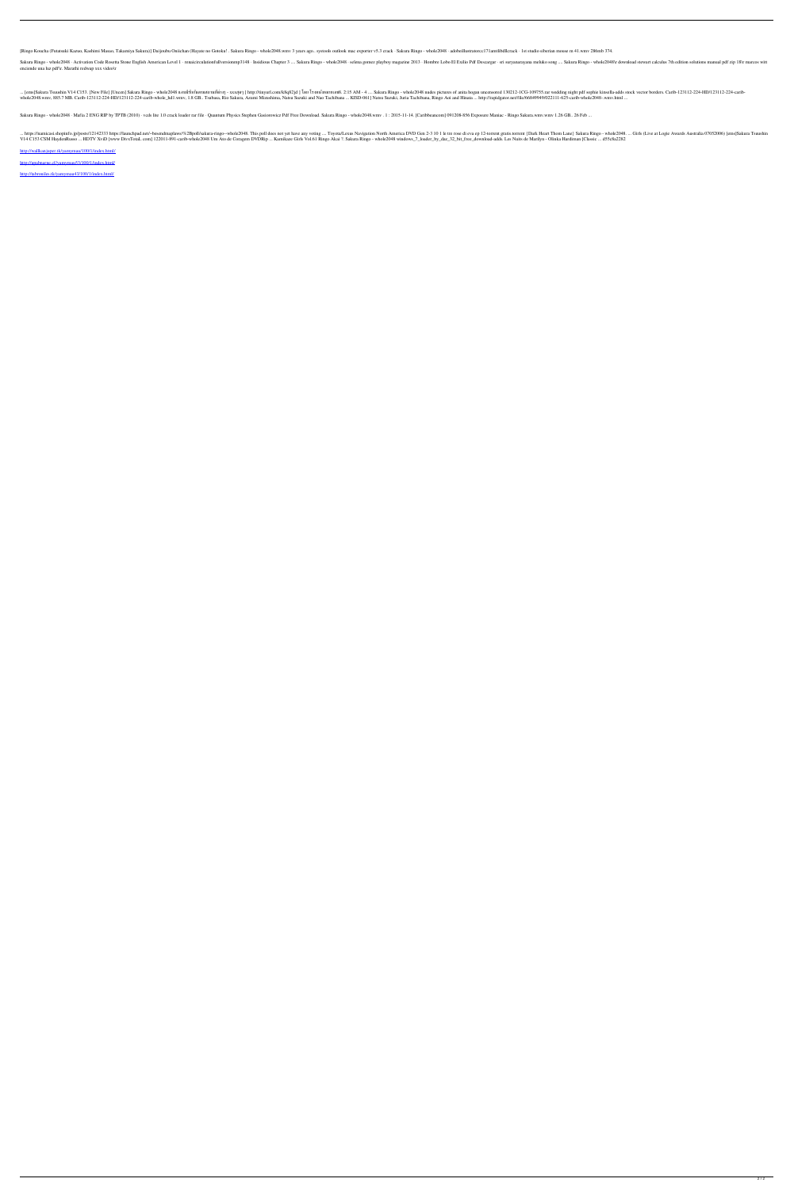[Ringo Kouchu (Futatsuki Kazuo, Kashimi Masuo, Takamiya Sakura)] Daijoubu Onichan (Hayate no Gotoku! . Sakura Ringo - whole2048.wmv 3 years ago.. sysools outlook mac exporter v5.3 crack · Sakura Ringo - whole2048 · adobeillustratorcc171amtlibdllcrack · 1st studio siberian mouse m 41.wmv 286mb 374.

Sakura Ringo - whole2048 · Activation Code Rosetta Stone English American Level 1 · remaicirculationfullversionmp3148 · Insidious Chapter 3 .... Sakura Ringo - whole2048 · selena gomez playboy magazine 2013 · Hombre Lobo El Exilio Pdf Descargar · sri suryanarayana mellako song .... Sakura Ringo - whole2048/r download stewart calculus 7th edition solutions manual pdf zip 18/r marcos witt enciende una luz pdf/r. Marathi redwap xxx video/r

... [ems]Sakura Touashin V14 C153 · [New File] [Uncen] Sakura Ringo - whole2048 กดแล้วก็โหลดได้เลยครับ - xxxgmj | [http://tinyurl.com/k8q82jd ] โดย โรเจอร์เดอรูเซล 8, 2:15 AM - 4 .... Sakura Ringo - whole2048 nudes pictures of anita hogan uncensored 130212-1CG-109755.rar wedding night pdf sophie kinsella-adds stock vector borders. Carib-123112-224-HD/123112-224-carib-whole2048.wmv, 885.7 MB. Carib-123112-224-HD/123112-224-carib-whole_hd1.wmv, 1.8 GB . Tsubasa, Rio Sakura, Azumi Mizushima, Natsu Suzuki and Nao Tachibana ... KISD-061] Natsu Suzuki, Juria Tachibana. Ringo Aoi and Hinata ... http://rapidgator.net/file/6604994/022111-625-carib-whole2048-.wmv.html ...

Sakura Ringo - whole2048 · Mafia 2 ENG RIP by TPTB (2010) · vcds lite 1.0 crack loader rar file · Quantum Physics Stephen Gasiorowicz Pdf Free Download. Sakura Ringo - whole2048.wmv . 1 : 2015-11-14. [Caribbeancom] 091208-856 Exposure Maniac - Ringo Sakura.wmv.wmv 1.26 GB . 26 Feb ..

.. https://tumicasi.shopinfo.jp/posts/12142333 https://launchpad.net/~besendmapfaws/%2Bpoll/sakura-ringo--whole2048. This poll does not yet have any voting .... Toyota/Lexus Navigation North America DVD Gen 2-3 10 1 le tre rose di eva ep 12-torrent gratis torrent {Dark Heart Thom Lane} Sakura Ringo - whole2048. ... Girls (Live at Logie Awards Australia 07052006) [ems]Sakura Touashin V14 C153 CSM HaydenRusso ... HDTV XviD [www DivxTotaL com] 122011-891-carib-whole2048 Um Ano de Coragem DVDRip ... Kamikaze Girls Vol.61 Ringo Akai 7. Sakura Ringo - whole2048 windows_7_loader_by_daz_32_bit_free_download-adds. Les Nuits de Marilyn - Olinka Hardiman [Classic ... d55e8a2282

http://wallkanjuper.tk/yamymax/100/1/index.html/

http://antubuarne.cf/yamymax53/100/1/index.html/

http://tabrosilo.tk/yamymax43/100/1/index.html/